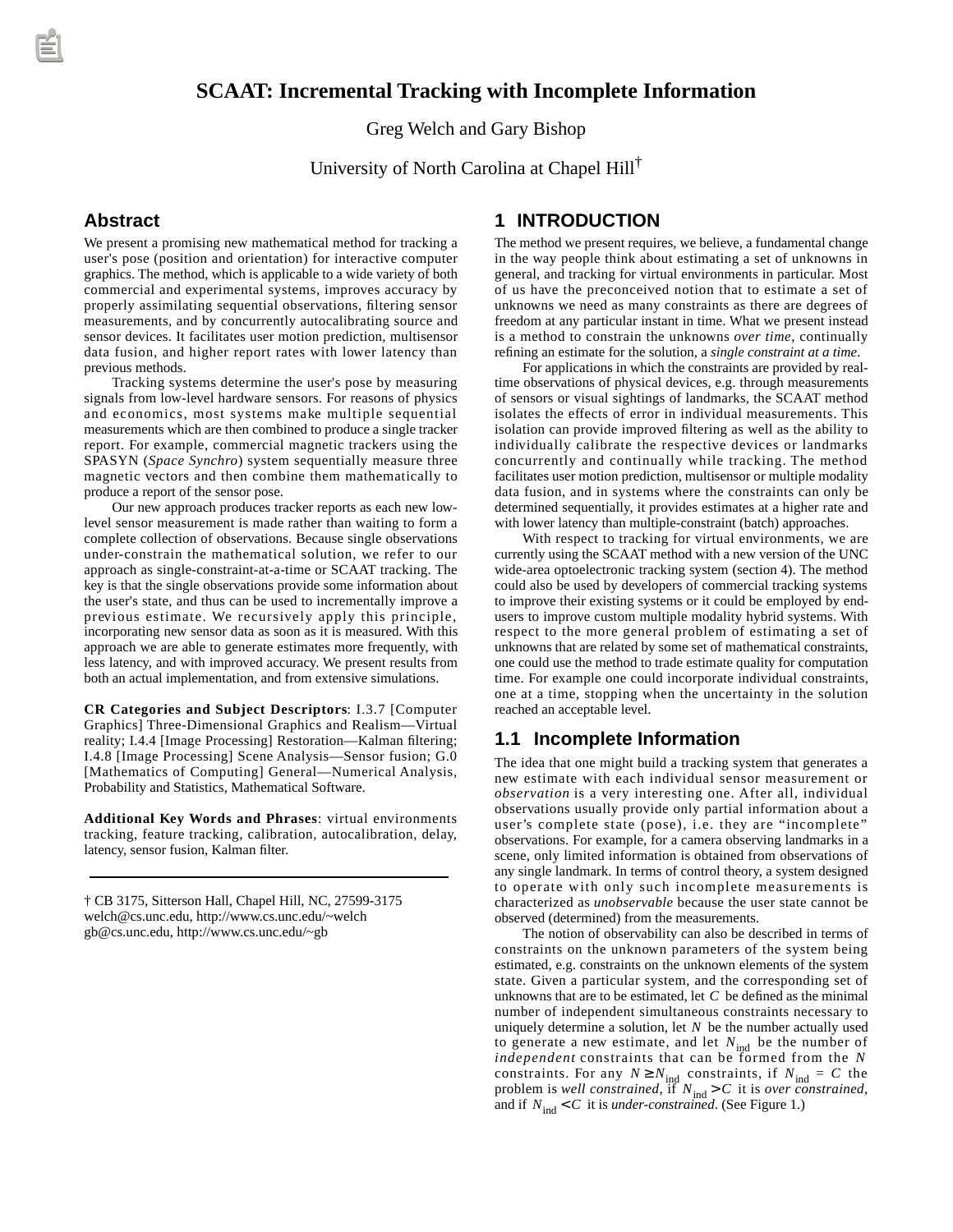# SCAAT: Incremental Tracking with Incomplete Information

Greg Welch and Gary Bishop

University of North Carolina at Chapel Hill†

## Abstract

We present a promising new mathematical method for tracking a user's pose (position and orientation) for interactive computer graphics. The method, which is applicable to a wide variety of both commercial and experimental systems, improves accuracy by properly assimilating sequential observations, filtering sensor measurements, and by concurrently autocalibrating source and sensor devices. It facilitates user motion prediction, multisensor data fusion, and higher report rates with lower latency than previous methods.

Tracking systems determine the user's pose by measuring signals from low-level hardware sensors. For reasons of physics and economics, most systems make multiple sequential measurements which are then combined to produce a single tracker report. For example, commercial magnetic trackers using the SPASYN (*Space Synchro*) system sequentially measure three magnetic vectors and then combine them mathematically to produce a report of the sensor pose.

Our new approach produces tracker reports as each new low-level sensor measurement is made rather than waiting to form a complete collection of observations. Because single observations under-constrain the mathematical solution, we refer to our approach as single-constraint-at-a-time or SCAAT tracking. The key is that the single observations provide some information about the user's state, and thus can be used to incrementally improve a previous estimate. We recursively apply this principle, incorporating new sensor data as soon as it is measured. With this approach we are able to generate estimates more frequently, with less latency, and with improved accuracy. We present results from both an actual implementation, and from extensive simulations.

**CR Categories and Subject Descriptors**: I.3.7 [Computer Graphics] Three-Dimensional Graphics and Realism—Virtual reality; I.4.4 [Image Processing] Restoration—Kalman filtering; I.4.8 [Image Processing] Scene Analysis—Sensor fusion; G.0 [Mathematics of Computing] General—Numerical Analysis, Probability and Statistics, Mathematical Software.

**Additional Key Words and Phrases**: virtual environments tracking, feature tracking, calibration, autocalibration, delay, latency, sensor fusion, Kalman filter.

---

† CB 3175, Sitterson Hall, Chapel Hill, NC, 27599-3175
welch@cs.unc.edu, http://www.cs.unc.edu/~welch
gb@cs.unc.edu, http://www.cs.unc.edu/~gb

## 1 INTRODUCTION

The method we present requires, we believe, a fundamental change in the way people think about estimating a set of unknowns in general, and tracking for virtual environments in particular. Most of us have the preconceived notion that to estimate a set of unknowns we need as many constraints as there are degrees of freedom at any particular instant in time. What we present instead is a method to constrain the unknowns *over time*, continually refining an estimate for the solution, a *single constraint at a time*.

For applications in which the constraints are provided by real-time observations of physical devices, e.g. through measurements of sensors or visual sightings of landmarks, the SCAAT method isolates the effects of error in individual measurements. This isolation can provide improved filtering as well as the ability to individually calibrate the respective devices or landmarks concurrently and continually while tracking. The method facilitates user motion prediction, multisensor or multiple modality data fusion, and in systems where the constraints can only be determined sequentially, it provides estimates at a higher rate and with lower latency than multiple-constraint (batch) approaches.

With respect to tracking for virtual environments, we are currently using the SCAAT method with a new version of the UNC wide-area optoelectronic tracking system (section 4). The method could also be used by developers of commercial tracking systems to improve their existing systems or it could be employed by end-users to improve custom multiple modality hybrid systems. With respect to the more general problem of estimating a set of unknowns that are related by some set of mathematical constraints, one could use the method to trade estimate quality for computation time. For example one could incorporate individual constraints, one at a time, stopping when the uncertainty in the solution reached an acceptable level.

### 1.1 Incomplete Information

The idea that one might build a tracking system that generates a new estimate with each individual sensor measurement or *observation* is a very interesting one. After all, individual observations usually provide only partial information about a user's complete state (pose), i.e. they are "incomplete" observations. For example, for a camera observing landmarks in a scene, only limited information is obtained from observations of any single landmark. In terms of control theory, a system designed to operate with only such incomplete measurements is characterized as *unobservable* because the user state cannot be observed (determined) from the measurements.

The notion of observability can also be described in terms of constraints on the unknown parameters of the system being estimated, e.g. constraints on the unknown elements of the system state. Given a particular system, and the corresponding set of unknowns that are to be estimated, let $C$ be defined as the minimal number of independent simultaneous constraints necessary to uniquely determine a solution, let $N$ be the number actually used to generate a new estimate, and let $N_{\text{ind}}$ be the number of *independent* constraints that can be formed from the $N$ constraints. For any $N \geq N_{\text{ind}}$ constraints, if $N_{\text{ind}} = C$ the problem is *well constrained*, if $N_{\text{ind}} > C$ it is *over constrained*, and if $N_{\text{ind}} < C$ it is *under-constrained*. (See Figure 1.)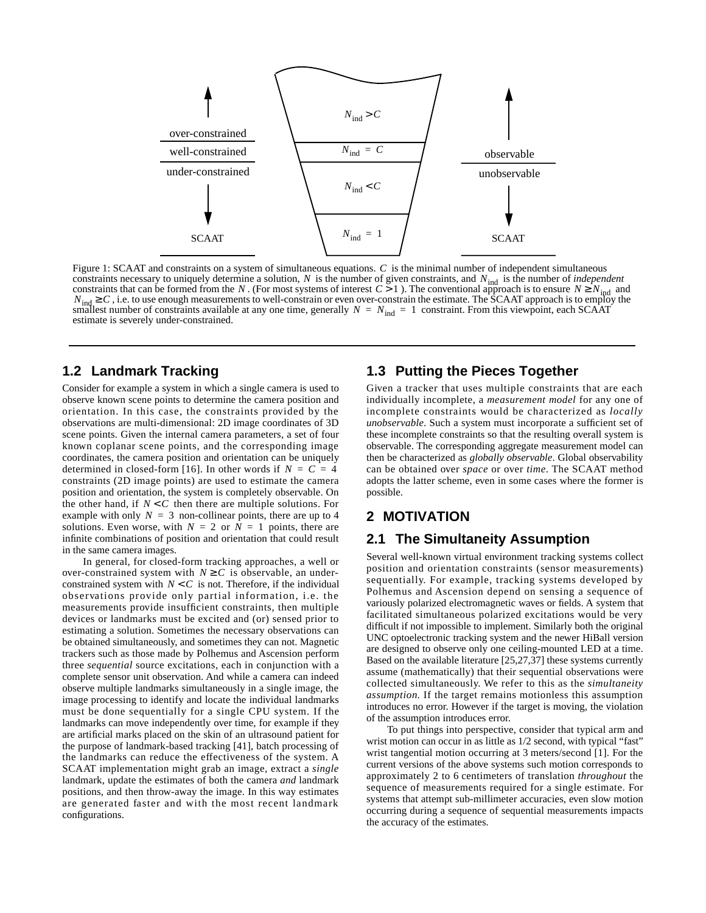over-constrained

well-constrained

under-constrained

SCAAT

$N_{\text{ind}} > C$

$N_{\text{ind}} = C$

$N_{\text{ind}} < C$

$N_{\text{ind}} = 1$

observable

unobservable

SCAAT

Figure 1: SCAAT and constraints on a system of simultaneous equations. $C$ is the minimal number of independent simultaneous constraints necessary to uniquely determine a solution, $N$ is the number of given constraints, and $N_{\text{ind}}$ is the number of *independent* constraints that can be formed from the $N$. (For most systems of interest $C > 1$ ). The conventional approach is to ensure $N \geq N_{\text{ind}}$ and $N_{\text{ind}} \geq C$, i.e. to use enough measurements to well-constrain or even over-constrain the estimate. The SCAAT approach is to employ the smallest number of constraints available at any one time, generally $N = N_{\text{ind}} = 1$ constraint. From this viewpoint, each SCAAT estimate is severely under-constrained.

## 1.2 Landmark Tracking

Consider for example a system in which a single camera is used to observe known scene points to determine the camera position and orientation. In this case, the constraints provided by the observations are multi-dimensional: 2D image coordinates of 3D scene points. Given the internal camera parameters, a set of four known coplanar scene points, and the corresponding image coordinates, the camera position and orientation can be uniquely determined in closed-form [16]. In other words if $N = C = 4$ constraints (2D image points) are used to estimate the camera position and orientation, the system is completely observable. On the other hand, if $N < C$ then there are multiple solutions. For example with only $N = 3$ non-collinear points, there are up to 4 solutions. Even worse, with $N = 2$ or $N = 1$ points, there are infinite combinations of position and orientation that could result in the same camera images.

In general, for closed-form tracking approaches, a well or over-constrained system with $N \geq C$ is observable, an under-constrained system with $N < C$ is not. Therefore, if the individual observations provide only partial information, i.e. the measurements provide insufficient constraints, then multiple devices or landmarks must be excited and (or) sensed prior to estimating a solution. Sometimes the necessary observations can be obtained simultaneously, and sometimes they can not. Magnetic trackers such as those made by Polhemus and Ascension perform three *sequential* source excitations, each in conjunction with a complete sensor unit observation. And while a camera can indeed observe multiple landmarks simultaneously in a single image, the image processing to identify and locate the individual landmarks must be done sequentially for a single CPU system. If the landmarks can move independently over time, for example if they are artificial marks placed on the skin of an ultrasound patient for the purpose of landmark-based tracking [41], batch processing of the landmarks can reduce the effectiveness of the system. A SCAAT implementation might grab an image, extract a *single* landmark, update the estimates of both the camera *and* landmark positions, and then throw-away the image. In this way estimates are generated faster and with the most recent landmark configurations.

## 1.3 Putting the Pieces Together

Given a tracker that uses multiple constraints that are each individually incomplete, a *measurement model* for any one of incomplete constraints would be characterized as *locally unobservable*. Such a system must incorporate a sufficient set of these incomplete constraints so that the resulting overall system is observable. The corresponding aggregate measurement model can then be characterized as *globally observable*. Global observability can be obtained over *space* or over *time*. The SCAAT method adopts the latter scheme, even in some cases where the former is possible.

# 2 MOTIVATION

## 2.1 The Simultaneity Assumption

Several well-known virtual environment tracking systems collect position and orientation constraints (sensor measurements) sequentially. For example, tracking systems developed by Polhemus and Ascension depend on sensing a sequence of variously polarized electromagnetic waves or fields. A system that facilitated simultaneous polarized excitations would be very difficult if not impossible to implement. Similarly both the original UNC optoelectronic tracking system and the newer HiBall version are designed to observe only one ceiling-mounted LED at a time. Based on the available literature [25,27,37] these systems currently assume (mathematically) that their sequential observations were collected simultaneously. We refer to this as the *simultaneity assumption*. If the target remains motionless this assumption introduces no error. However if the target is moving, the violation of the assumption introduces error.

To put things into perspective, consider that typical arm and wrist motion can occur in as little as 1/2 second, with typical "fast" wrist tangential motion occurring at 3 meters/second [1]. For the current versions of the above systems such motion corresponds to approximately 2 to 6 centimeters of translation *throughout* the sequence of measurements required for a single estimate. For systems that attempt sub-millimeter accuracies, even slow motion occurring during a sequence of sequential measurements impacts the accuracy of the estimates.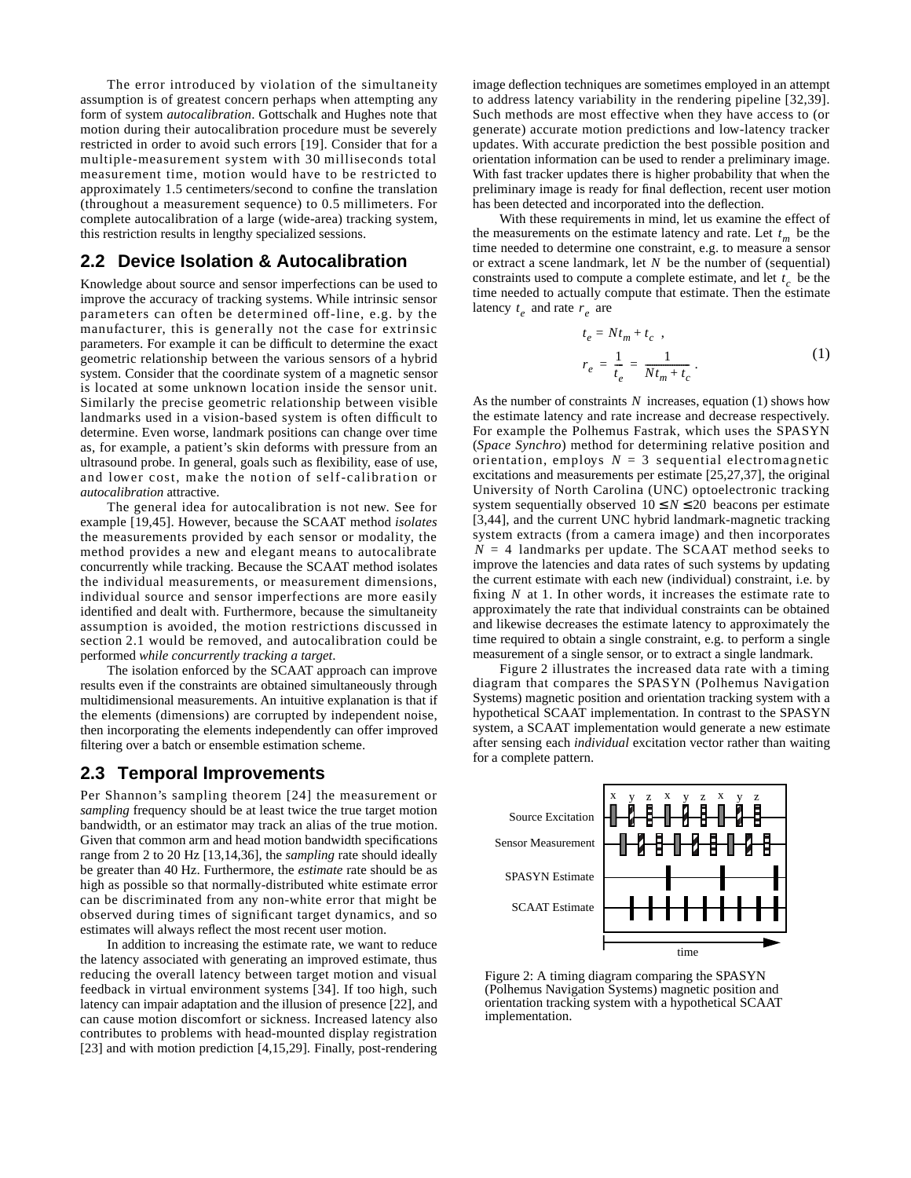The error introduced by violation of the simultaneity assumption is of greatest concern perhaps when attempting any form of system *autocalibration*. Gottschalk and Hughes note that motion during their autocalibration procedure must be severely restricted in order to avoid such errors [19]. Consider that for a multiple-measurement system with 30 milliseconds total measurement time, motion would have to be restricted to approximately 1.5 centimeters/second to confine the translation (throughout a measurement sequence) to 0.5 millimeters. For complete autocalibration of a large (wide-area) tracking system, this restriction results in lengthy specialized sessions.

## 2.2 Device Isolation & Autocalibration

Knowledge about source and sensor imperfections can be used to improve the accuracy of tracking systems. While intrinsic sensor parameters can often be determined off-line, e.g. by the manufacturer, this is generally not the case for extrinsic parameters. For example it can be difficult to determine the exact geometric relationship between the various sensors of a hybrid system. Consider that the coordinate system of a magnetic sensor is located at some unknown location inside the sensor unit. Similarly the precise geometric relationship between visible landmarks used in a vision-based system is often difficult to determine. Even worse, landmark positions can change over time as, for example, a patient's skin deforms with pressure from an ultrasound probe. In general, goals such as flexibility, ease of use, and lower cost, make the notion of self-calibration or *autocalibration* attractive.

The general idea for autocalibration is not new. See for example [19,45]. However, because the SCAAT method *isolates* the measurements provided by each sensor or modality, the method provides a new and elegant means to autocalibrate concurrently while tracking. Because the SCAAT method isolates the individual measurements, or measurement dimensions, individual source and sensor imperfections are more easily identified and dealt with. Furthermore, because the simultaneity assumption is avoided, the motion restrictions discussed in section 2.1 would be removed, and autocalibration could be performed *while concurrently tracking a target.*

The isolation enforced by the SCAAT approach can improve results even if the constraints are obtained simultaneously through multidimensional measurements. An intuitive explanation is that if the elements (dimensions) are corrupted by independent noise, then incorporating the elements independently can offer improved filtering over a batch or ensemble estimation scheme.

## 2.3 Temporal Improvements

Per Shannon's sampling theorem [24] the measurement or *sampling* frequency should be at least twice the true target motion bandwidth, or an estimator may track an alias of the true motion. Given that common arm and head motion bandwidth specifications range from 2 to 20 Hz [13,14,36], the *sampling* rate should ideally be greater than 40 Hz. Furthermore, the *estimate* rate should be as high as possible so that normally-distributed white estimate error can be discriminated from any non-white error that might be observed during times of significant target dynamics, and so estimates will always reflect the most recent user motion.

In addition to increasing the estimate rate, we want to reduce the latency associated with generating an improved estimate, thus reducing the overall latency between target motion and visual feedback in virtual environment systems [34]. If too high, such latency can impair adaptation and the illusion of presence [22], and can cause motion discomfort or sickness. Increased latency also contributes to problems with head-mounted display registration [23] and with motion prediction [4,15,29]. Finally, post-rendering image deflection techniques are sometimes employed in an attempt to address latency variability in the rendering pipeline [32,39]. Such methods are most effective when they have access to (or generate) accurate motion predictions and low-latency tracker updates. With accurate prediction the best possible position and orientation information can be used to render a preliminary image. With fast tracker updates there is higher probability that when the preliminary image is ready for final deflection, recent user motion has been detected and incorporated into the deflection.

With these requirements in mind, let us examine the effect of the measurements on the estimate latency and rate. Let $t_m$ be the time needed to determine one constraint, e.g. to measure a sensor or extract a scene landmark, let $N$ be the number of (sequential) constraints used to compute a complete estimate, and let $t_c$ be the time needed to actually compute that estimate. Then the estimate latency $t_e$ and rate $r_e$ are

$$
\begin{aligned}
t_e &= Nt_m + t_c \ , \\
r_e &= \frac{1}{t_e} = \frac{1}{Nt_m + t_c} \ .
\end{aligned}
\tag{1}
$$

As the number of constraints $N$ increases, equation (1) shows how the estimate latency and rate increase and decrease respectively. For example the Polhemus Fastrak, which uses the SPASYN (*Space Synchro*) method for determining relative position and orientation, employs $N = 3$ sequential electromagnetic excitations and measurements per estimate [25,27,37], the original University of North Carolina (UNC) optoelectronic tracking system sequentially observed $10 \leq N \leq 20$ beacons per estimate [3,44], and the current UNC hybrid landmark-magnetic tracking system extracts (from a camera image) and then incorporates $N = 4$ landmarks per update. The SCAAT method seeks to improve the latencies and data rates of such systems by updating the current estimate with each new (individual) constraint, i.e. by fixing $N$ at 1. In other words, it increases the estimate rate to approximately the rate that individual constraints can be obtained and likewise decreases the estimate latency to approximately the time required to obtain a single constraint, e.g. to perform a single measurement of a single sensor, or to extract a single landmark.

Figure 2 illustrates the increased data rate with a timing diagram that compares the SPASYN (Polhemus Navigation Systems) magnetic position and orientation tracking system with a hypothetical SCAAT implementation. In contrast to the SPASYN system, a SCAAT implementation would generate a new estimate after sensing each *individual* excitation vector rather than waiting for a complete pattern.

Figure 2: A timing diagram comparing the SPASYN (Polhemus Navigation Systems) magnetic position and orientation tracking system with a hypothetical SCAAT implementation.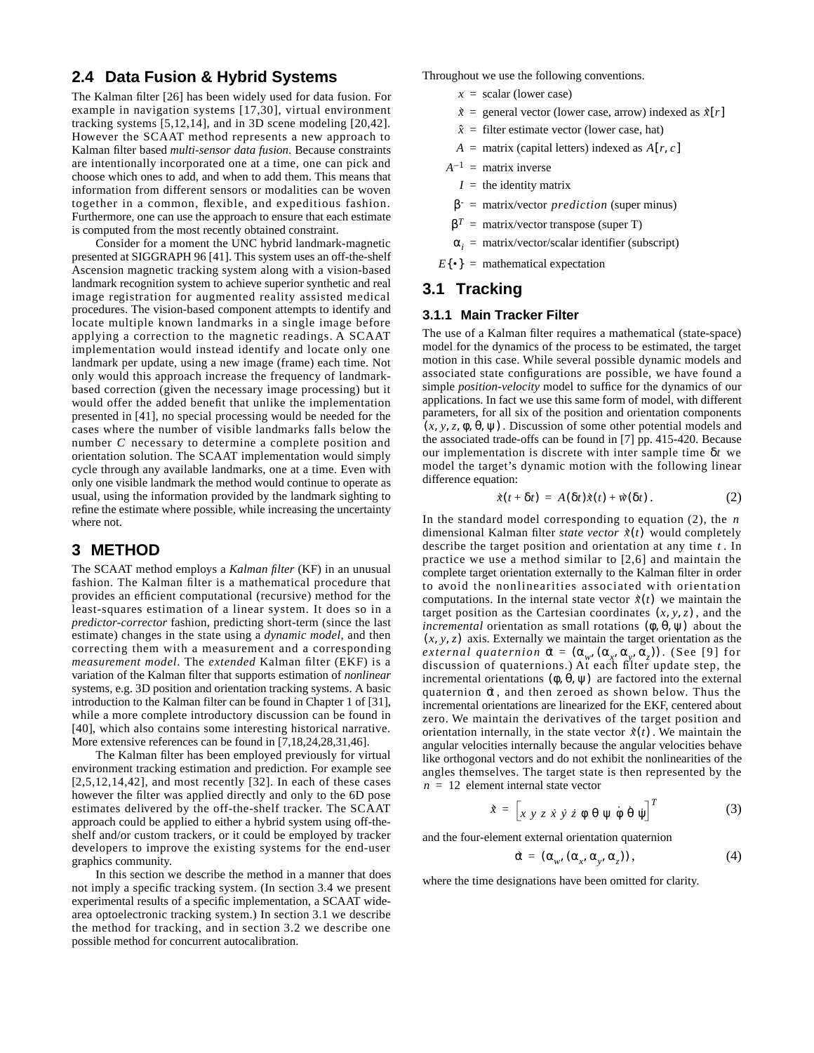## 2.4 Data Fusion & Hybrid Systems

The Kalman filter [26] has been widely used for data fusion. For example in navigation systems [17,30], virtual environment tracking systems [5,12,14], and in 3D scene modeling [20,42]. However the SCAAT method represents a new approach to Kalman filter based *multi-sensor data fusion*. Because constraints are intentionally incorporated one at a time, one can pick and choose which ones to add, and when to add them. This means that information from different sensors or modalities can be woven together in a common, flexible, and expeditious fashion. Furthermore, one can use the approach to ensure that each estimate is computed from the most recently obtained constraint.

Consider for a moment the UNC hybrid landmark-magnetic presented at SIGGRAPH 96 [41]. This system uses an off-the-shelf Ascension magnetic tracking system along with a vision-based landmark recognition system to achieve superior synthetic and real image registration for augmented reality assisted medical procedures. The vision-based component attempts to identify and locate multiple known landmarks in a single image before applying a correction to the magnetic readings. A SCAAT implementation would instead identify and locate only one landmark per update, using a new image (frame) each time. Not only would this approach increase the frequency of landmark-based correction (given the necessary image processing) but it would offer the added benefit that unlike the implementation presented in [41], no special processing would be needed for the cases where the number of visible landmarks falls below the number $C$ necessary to determine a complete position and orientation solution. The SCAAT implementation would simply cycle through any available landmarks, one at a time. Even with only one visible landmark the method would continue to operate as usual, using the information provided by the landmark sighting to refine the estimate where possible, while increasing the uncertainty where not.

# 3 METHOD

The SCAAT method employs a *Kalman filter* (KF) in an unusual fashion. The Kalman filter is a mathematical procedure that provides an efficient computational (recursive) method for the least-squares estimation of a linear system. It does so in a *predictor-corrector* fashion, predicting short-term (since the last estimate) changes in the state using a *dynamic model*, and then correcting them with a measurement and a corresponding *measurement model*. The *extended* Kalman filter (EKF) is a variation of the Kalman filter that supports estimation of *nonlinear* systems, e.g. 3D position and orientation tracking systems. A basic introduction to the Kalman filter can be found in Chapter 1 of [31], while a more complete introductory discussion can be found in [40], which also contains some interesting historical narrative. More extensive references can be found in [7,18,24,28,31,46].

The Kalman filter has been employed previously for virtual environment tracking estimation and prediction. For example see [2,5,12,14,42], and most recently [32]. In each of these cases however the filter was applied directly and only to the 6D pose estimates delivered by the off-the-shelf tracker. The SCAAT approach could be applied to either a hybrid system using off-the-shelf and/or custom trackers, or it could be employed by tracker developers to improve the existing systems for the end-user graphics community.

In this section we describe the method in a manner that does not imply a specific tracking system. (In section 3.4 we present experimental results of a specific implementation, a SCAAT wide-area optoelectronic tracking system.) In section 3.1 we describe the method for tracking, and in section 3.2 we describe one possible method for concurrent autocalibration.

Throughout we use the following conventions.

- $x$ = scalar (lower case)
- $\vec{x}$ = general vector (lower case, arrow) indexed as $\vec{x}[r]$
- $\hat{x}$ = filter estimate vector (lower case, hat)
- $A$ = matrix (capital letters) indexed as $A[r, c]$
- $A^{-1}$ = matrix inverse
- $I$ = the identity matrix
- $\beta^-$ = matrix/vector *prediction* (super minus)
- $\beta^T$ = matrix/vector transpose (super T)
- $\alpha_i$ = matrix/vector/scalar identifier (subscript)
- $E\{\bullet\}$ = mathematical expectation

## 3.1 Tracking

### 3.1.1 Main Tracker Filter

The use of a Kalman filter requires a mathematical (state-space) model for the dynamics of the process to be estimated, the target motion in this case. While several possible dynamic models and associated state configurations are possible, we have found a simple *position-velocity* model to suffice for the dynamics of our applications. In fact we use this same form of model, with different parameters, for all six of the position and orientation components $(x, y, z, \phi, \theta, \psi)$. Discussion of some other potential models and the associated trade-offs can be found in [7] pp. 415-420. Because our implementation is discrete with inter sample time $\delta t$ we model the target's dynamic motion with the following linear difference equation:

$$\vec{x}(t + \delta t) = A(\delta t)\vec{x}(t) + \vec{w}(\delta t). \tag{2}$$

In the standard model corresponding to equation (2), the $n$ dimensional Kalman filter *state vector* $\vec{x}(t)$ would completely describe the target position and orientation at any time $t$. In practice we use a method similar to [2,6] and maintain the complete target orientation externally to the Kalman filter in order to avoid the nonlinearities associated with orientation computations. In the internal state vector $\vec{x}(t)$ we maintain the target position as the Cartesian coordinates $(x, y, z)$, and the *incremental* orientation as small rotations $(\phi, \theta, \psi)$ about the $(x, y, z)$ axis. Externally we maintain the target orientation as the *external quaternion* $\vec{\alpha} = (\alpha_w, (\alpha_x, \alpha_y, \alpha_z))$. (See [9] for discussion of quaternions.) At each filter update step, the incremental orientations $(\phi, \theta, \psi)$ are factored into the external quaternion $\vec{\alpha}$, and then zeroed as shown below. Thus the incremental orientations are linearized for the EKF, centered about zero. We maintain the derivatives of the target position and orientation internally, in the state vector $\vec{x}(t)$. We maintain the angular velocities internally because the angular velocities behave like orthogonal vectors and do not exhibit the nonlinearities of the angles themselves. The target state is then represented by the $n = 12$ element internal state vector

$$\vec{x} = \begin{bmatrix} x & y & z & \dot{x} & \dot{y} & \dot{z} & \phi & \theta & \psi & \dot{\phi} & \dot{\theta} & \dot{\psi} \end{bmatrix}^T \tag{3}$$

and the four-element external orientation quaternion

$$\vec{\alpha} = (\alpha_w, (\alpha_x, \alpha_y, \alpha_z)), \tag{4}$$

where the time designations have been omitted for clarity.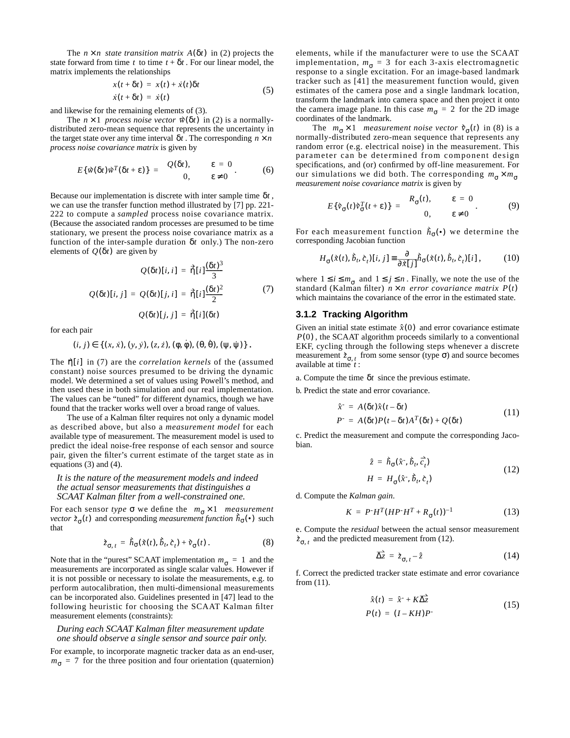The $n \times n$ *state transition matrix* $A(\delta t)$ in (2) projects the state forward from time $t$ to time $t + \delta t$. For our linear model, the matrix implements the relationships

$$
\begin{aligned}
x(t+\delta t) &= x(t) + \dot{x}(t)\delta t \\
\dot{x}(t+\delta t) &= \dot{x}(t)
\end{aligned}
\tag{5}
$$

and likewise for the remaining elements of (3).

The $n \times 1$ *process noise vector* $\vec{w}(\delta t)$ in (2) is a normally-distributed zero-mean sequence that represents the uncertainty in the target state over any time interval $\delta t$. The corresponding $n \times n$ *process noise covariance matrix* is given by

$$
E\{\vec{w}(\delta t)\vec{w}^T(\delta t + \varepsilon)\} = \begin{cases} Q(\delta t), & \varepsilon = 0 \\ 0, & \varepsilon \neq 0 \end{cases}. \tag{6}
$$

Because our implementation is discrete with inter sample time $\delta t$, we can use the transfer function method illustrated by [7] pp. 221-222 to compute a *sampled* process noise covariance matrix. (Because the associated random processes are presumed to be time stationary, we present the process noise covariance matrix as a function of the inter-sample duration $\delta t$ only.) The non-zero elements of $Q(\delta t)$ are given by

$$
\begin{aligned}
Q(\delta t)[i,i] &= \vec{\eta}[i]\frac{(\delta t)^3}{3} \\
Q(\delta t)[i,j] = Q(\delta t)[j,i] &= \vec{\eta}[i]\frac{(\delta t)^2}{2} \\
Q(\delta t)[j,j] &= \vec{\eta}[i](\delta t)
\end{aligned}
\tag{7}
$$

for each pair

$$
(i,j) \in \{(x,\dot{x}),(y,\dot{y}),(z,\dot{z}),(\phi,\dot{\phi}),(\theta,\dot{\theta}),(\psi,\dot{\psi})\}.
$$

The $\vec{\eta}[i]$ in (7) are the *correlation kernels* of the (assumed constant) noise sources presumed to be driving the dynamic model. We determined a set of values using Powell's method, and then used these in both simulation and our real implementation. The values can be "tuned" for different dynamics, though we have found that the tracker works well over a broad range of values.

The use of a Kalman filter requires not only a dynamic model as described above, but also a *measurement model* for each available type of measurement. The measurement model is used to predict the ideal noise-free response of each sensor and source pair, given the filter's current estimate of the target state as in equations (3) and (4).

> *It is the nature of the measurement models and indeed the actual sensor measurements that distinguishes a SCAAT Kalman filter from a well-constrained one.*

For each sensor *type* $\sigma$ we define the $m_\sigma \times 1$ *measurement vector* $\vec{z}_\sigma(t)$ and corresponding *measurement function* $\vec{h}_\sigma(\bullet)$ such that

$$
\vec{z}_{\sigma,t} = \vec{h}_\sigma(\vec{x}(t), \vec{b}_t, \vec{c}_t) + \vec{v}_\sigma(t). \tag{8}
$$

Note that in the "purest" SCAAT implementation $m_\sigma = 1$ and the measurements are incorporated as single scalar values. However if it is not possible or necessary to isolate the measurements, e.g. to perform autocalibration, then multi-dimensional measurements can be incorporated also. Guidelines presented in [47] lead to the following heuristic for choosing the SCAAT Kalman filter measurement elements (constraints):

> *During each SCAAT Kalman filter measurement update one should observe a single sensor and source pair only.*

For example, to incorporate magnetic tracker data as an end-user, $m_\sigma = 7$ for the three position and four orientation (quaternion) elements, while if the manufacturer were to use the SCAAT implementation, $m_\sigma = 3$ for each 3-axis electromagnetic response to a single excitation. For an image-based landmark tracker such as [41] the measurement function would, given estimates of the camera pose and a single landmark location, transform the landmark into camera space and then project it onto the camera image plane. In this case $m_\sigma = 2$ for the 2D image coordinates of the landmark.

The $m_\sigma \times 1$ *measurement noise vector* $\vec{v}_\sigma(t)$ in (8) is a normally-distributed zero-mean sequence that represents any random error (e.g. electrical noise) in the measurement. This parameter can be determined from component design specifications, and (or) confirmed by off-line measurement. For our simulations we did both. The corresponding $m_\sigma \times m_\sigma$ *measurement noise covariance matrix* is given by

$$
E\{\vec{v}_\sigma(t)\vec{v}_\sigma^T(t+\varepsilon)\} = \begin{cases} R_\sigma(t), & \varepsilon = 0 \\ 0, & \varepsilon \neq 0 \end{cases}. \tag{9}
$$

For each measurement function $\vec{h}_\sigma(\bullet)$ we determine the corresponding Jacobian function

$$
H_\sigma(\vec{x}(t), \vec{b}_t, \vec{c}_t)[i,j] \equiv \frac{\partial}{\partial \vec{x}[j]} \vec{h}_\sigma(\vec{x}(t), \vec{b}_t, \vec{c}_t)[i], \tag{10}
$$

where $1 \leq i \leq m_\sigma$ and $1 \leq j \leq n$. Finally, we note the use of the standard (Kalman filter) $n \times n$ *error covariance matrix* $P(t)$ which maintains the covariance of the error in the estimated state.

### 3.1.2 Tracking Algorithm

Given an initial state estimate $\hat{x}(0)$ and error covariance estimate $P(0)$, the SCAAT algorithm proceeds similarly to a conventional EKF, cycling through the following steps whenever a discrete measurement $\vec{z}_{\sigma,t}$ from some sensor (type $\sigma$) and source becomes available at time $t$:

a. Compute the time $\delta t$ since the previous estimate.

b. Predict the state and error covariance.

$$
\begin{aligned}
\hat{x}^- &= A(\delta t)\hat{x}(t-\delta t) \\
P^- &= A(\delta t)P(t-\delta t)A^T(\delta t) + Q(\delta t)
\end{aligned}
\tag{11}
$$

c. Predict the measurement and compute the corresponding Jacobian.

$$
\begin{aligned}
\hat{z} &= \vec{h}_\sigma(\hat{x}^-, \vec{b}_t, \vec{c}_t) \\
H &= H_\sigma(\hat{x}^-, \vec{b}_t, \vec{c}_t)
\end{aligned}
\tag{12}
$$

d. Compute the *Kalman gain*.

$$
K = P^- H^T (H P^- H^T + R_\sigma(t))^{-1} \tag{13}
$$

e. Compute the *residual* between the actual sensor measurement $\vec{z}_{\sigma,t}$ and the predicted measurement from (12).

$$
\vec{\Delta z} = \vec{z}_{\sigma,t} - \hat{z} \tag{14}
$$

f. Correct the predicted tracker state estimate and error covariance from (11).

$$
\begin{aligned}
\hat{x}(t) &= \hat{x}^- + K\vec{\Delta z} \\
P(t) &= (I - KH)P^-
\end{aligned}
\tag{15}
$$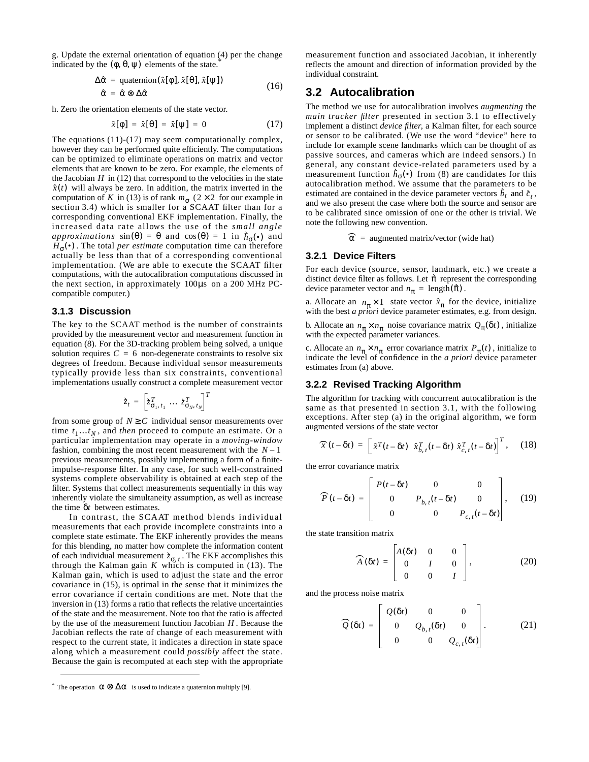g. Update the external orientation of equation (4) per the change indicated by the $(\phi, \theta, \psi)$ elements of the state.*

$$
\begin{aligned}
\Delta\hat{\alpha} &= \text{quaternion}(\hat{x}[\phi], \hat{x}[\theta], \hat{x}[\psi]) \\
\hat{\alpha} &= \hat{\alpha} \otimes \Delta\hat{\alpha}
\end{aligned}
\tag{16}
$$

h. Zero the orientation elements of the state vector.

$$
\hat{x}[\phi] = \hat{x}[\theta] = \hat{x}[\psi] = 0 \tag{17}
$$

The equations (11)-(17) may seem computationally complex, however they can be performed quite efficiently. The computations can be optimized to eliminate operations on matrix and vector elements that are known to be zero. For example, the elements of the Jacobian $H$ in (12) that correspond to the velocities in the state $\hat{x}(t)$ will always be zero. In addition, the matrix inverted in the computation of $K$ in (13) is of rank $m_\sigma$ ($2 \times 2$ for our example in section 3.4) which is smaller for a SCAAT filter than for a corresponding conventional EKF implementation. Finally, the increased data rate allows the use of the *small angle approximations* $\sin(\theta) = \theta$ and $\cos(\theta) = 1$ in $\vec{h}_\sigma(\bullet)$ and $H_\sigma(\bullet)$. The total *per estimate* computation time can therefore actually be less than that of a corresponding conventional implementation. (We are able to execute the SCAAT filter computations, with the autocalibration computations discussed in the next section, in approximately $100 \mu s$ on a 200 MHz PC-compatible computer.)

### 3.1.3 Discussion

The key to the SCAAT method is the number of constraints provided by the measurement vector and measurement function in equation (8). For the 3D-tracking problem being solved, a unique solution requires $C = 6$ non-degenerate constraints to resolve six degrees of freedom. Because individual sensor measurements typically provide less than six constraints, conventional implementations usually construct a complete measurement vector

$$
\vec{z}_t = \left[\vec{z}^T_{\sigma_1, t_1} \ \ldots \ \vec{z}^T_{\sigma_N, t_N}\right]^T
$$

from some group of $N \geq C$ individual sensor measurements over time $t_1 \ldots t_N$, and *then* proceed to compute an estimate. Or a particular implementation may operate in a *moving-window* fashion, combining the most recent measurement with the $N-1$ previous measurements, possibly implementing a form of a finite-impulse-response filter. In any case, for such well-constrained systems complete observability is obtained at each step of the filter. Systems that collect measurements sequentially in this way inherently violate the simultaneity assumption, as well as increase the time $\delta t$ between estimates.

In contrast, the SCAAT method blends individual measurements that each provide incomplete constraints into a complete state estimate. The EKF inherently provides the means for this blending, no matter how complete the information content of each individual measurement $\vec{z}_{\sigma, t}$. The EKF accomplishes this through the Kalman gain $K$ which is computed in (13). The Kalman gain, which is used to adjust the state and the error covariance in (15), is optimal in the sense that it minimizes the error covariance if certain conditions are met. Note that the inversion in (13) forms a ratio that reflects the relative uncertainties of the state and the measurement. Note too that the ratio is affected by the use of the measurement function Jacobian $H$. Because the Jacobian reflects the rate of change of each measurement with respect to the current state, it indicates a direction in state space along which a measurement could *possibly* affect the state. Because the gain is recomputed at each step with the appropriate measurement function and associated Jacobian, it inherently reflects the amount and direction of information provided by the individual constraint.

## 3.2 Autocalibration

The method we use for autocalibration involves *augmenting* the *main tracker filter* presented in section 3.1 to effectively implement a distinct *device filter*, a Kalman filter, for each source or sensor to be calibrated. (We use the word "device" here to include for example scene landmarks which can be thought of as passive sources, and cameras which are indeed sensors.) In general, any constant device-related parameters used by a measurement function $\vec{h}_\sigma(\bullet)$ from (8) are candidates for this autocalibration method. We assume that the parameters to be estimated are contained in the device parameter vectors $\vec{b}_t$ and $\vec{c}_t$, and we also present the case where both the source and sensor are to be calibrated since omission of one or the other is trivial. We note the following new convention.

$$
\widehat{\alpha} = \text{augmented matrix/vector (wide hat)}
$$

### 3.2.1 Device Filters

For each device (source, sensor, landmark, etc.) we create a distinct device filter as follows. Let $\vec{\pi}$ represent the corresponding device parameter vector and $n_\pi = \text{length}(\vec{\pi})$.

a. Allocate an $n_\pi \times 1$ state vector $\hat{x}_\pi$ for the device, initialize with the best *a priori* device parameter estimates, e.g. from design.

b. Allocate an $n_\pi \times n_\pi$ noise covariance matrix $Q_\pi(\delta t)$, initialize with the expected parameter variances.

c. Allocate an $n_\pi \times n_\pi$ error covariance matrix $P_\pi(t)$, initialize to indicate the level of confidence in the *a priori* device parameter estimates from (a) above.

### 3.2.2 Revised Tracking Algorithm

The algorithm for tracking with concurrent autocalibration is the same as that presented in section 3.1, with the following exceptions. After step (a) in the original algorithm, we form augmented versions of the state vector

$$
\widehat{x}(t - \delta t) = \left[\hat{x}^T(t - \delta t) \ \ \hat{x}^T_{b,t}(t - \delta t) \ \ \hat{x}^T_{c,t}(t - \delta t)\right]^T, \tag{18}
$$

the error covariance matrix

$$
\widehat{P}(t - \delta t) = \begin{bmatrix} P(t - \delta t) & 0 & 0 \\ 0 & P_{b,t}(t - \delta t) & 0 \\ 0 & 0 & P_{c,t}(t - \delta t) \end{bmatrix}, \tag{19}
$$

the state transition matrix

$$
\widehat{A}(\delta t) = \begin{bmatrix} A(\delta t) & 0 & 0 \\ 0 & I & 0 \\ 0 & 0 & I \end{bmatrix}, \tag{20}
$$

and the process noise matrix

$$
\widehat{Q}(\delta t) = \begin{bmatrix} Q(\delta t) & 0 & 0 \\ 0 & Q_{b,t}(\delta t) & 0 \\ 0 & 0 & Q_{c,t}(\delta t) \end{bmatrix}. \tag{21}
$$

---

\* The operation $\alpha \otimes \Delta\alpha$ is used to indicate a quaternion multiply [9].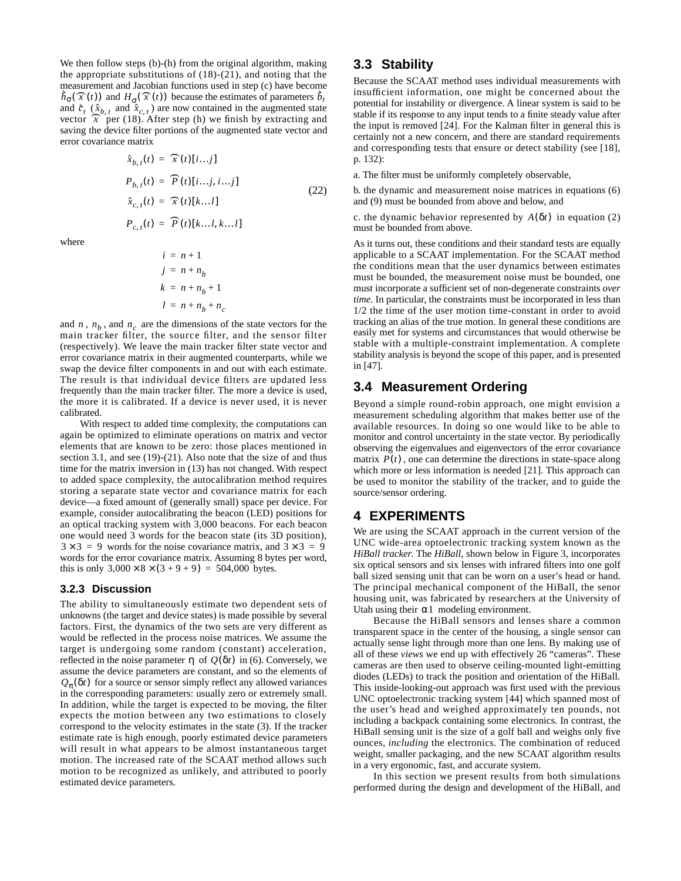We then follow steps (b)-(h) from the original algorithm, making the appropriate substitutions of (18)-(21), and noting that the measurement and Jacobian functions used in step (c) have become $\hat{h}_\sigma(\hat{\overline{x}}(t))$ and $H_\sigma(\hat{\overline{x}}(t))$ because the estimates of parameters $\hat{b}_t$ and $\hat{c}_t$ ($\hat{x}_{b,t}$ and $\hat{x}_{c,t}$) are now contained in the augmented state vector $\hat{\overline{x}}$ per (18). After step (h) we finish by extracting and saving the device filter portions of the augmented state vector and error covariance matrix

$$
\begin{aligned}
\hat{x}_{b,t}(t) &= \hat{\overline{x}}(t)[i \ldots j] \\
P_{b,t}(t) &= \overline{P}(t)[i \ldots j, i \ldots j] \\
\hat{x}_{c,t}(t) &= \hat{\overline{x}}(t)[k \ldots l] \\
P_{c,t}(t) &= \overline{P}(t)[k \ldots l, k \ldots l]
\end{aligned}
\tag{22}
$$

where

$$
\begin{aligned}
i &= n + 1 \\
j &= n + n_b \\
k &= n + n_b + 1 \\
l &= n + n_b + n_c
\end{aligned}
$$

and $n$, $n_b$, and $n_c$ are the dimensions of the state vectors for the main tracker filter, the source filter, and the sensor filter (respectively). We leave the main tracker filter state vector and error covariance matrix in their augmented counterparts, while we swap the device filter components in and out with each estimate. The result is that individual device filters are updated less frequently than the main tracker filter. The more a device is used, the more it is calibrated. If a device is never used, it is never calibrated.

With respect to added time complexity, the computations can again be optimized to eliminate operations on matrix and vector elements that are known to be zero: those places mentioned in section 3.1, and see (19)-(21). Also note that the size of and thus time for the matrix inversion in (13) has not changed. With respect to added space complexity, the autocalibration method requires storing a separate state vector and covariance matrix for each device—a fixed amount of (generally small) space per device. For example, consider autocalibrating the beacon (LED) positions for an optical tracking system with 3,000 beacons. For each beacon one would need 3 words for the beacon state (its 3D position), $3 \times 3 = 9$ words for the noise covariance matrix, and $3 \times 3 = 9$ words for the error covariance matrix. Assuming 8 bytes per word, this is only $3{,}000 \times 8 \times (3 + 9 + 9) = 504{,}000$ bytes.

### 3.2.3 Discussion

The ability to simultaneously estimate two dependent sets of unknowns (the target and device states) is made possible by several factors. First, the dynamics of the two sets are very different as would be reflected in the process noise matrices. We assume the target is undergoing some random (constant) acceleration, reflected in the noise parameter $\eta$ of $Q(\delta t)$ in (6). Conversely, we assume the device parameters are constant, and so the elements of $Q_\pi(\delta t)$ for a source or sensor simply reflect any allowed variances in the corresponding parameters: usually zero or extremely small. In addition, while the target is expected to be moving, the filter expects the motion between any two estimations to closely correspond to the velocity estimates in the state (3). If the tracker estimate rate is high enough, poorly estimated device parameters will result in what appears to be almost instantaneous target motion. The increased rate of the SCAAT method allows such motion to be recognized as unlikely, and attributed to poorly estimated device parameters.

## 3.3 Stability

Because the SCAAT method uses individual measurements with insufficient information, one might be concerned about the potential for instability or divergence. A linear system is said to be stable if its response to any input tends to a finite steady value after the input is removed [24]. For the Kalman filter in general this is certainly not a new concern, and there are standard requirements and corresponding tests that ensure or detect stability (see [18], p. 132):

a. The filter must be uniformly completely observable,

b. the dynamic and measurement noise matrices in equations (6) and (9) must be bounded from above and below, and

c. the dynamic behavior represented by $A(\delta t)$ in equation (2) must be bounded from above.

As it turns out, these conditions and their standard tests are equally applicable to a SCAAT implementation. For the SCAAT method the conditions mean that the user dynamics between estimates must be bounded, the measurement noise must be bounded, one must incorporate a sufficient set of non-degenerate constraints *over time*. In particular, the constraints must be incorporated in less than 1/2 the time of the user motion time-constant in order to avoid tracking an alias of the true motion. In general these conditions are easily met for systems and circumstances that would otherwise be stable with a multiple-constraint implementation. A complete stability analysis is beyond the scope of this paper, and is presented in [47].

## 3.4 Measurement Ordering

Beyond a simple round-robin approach, one might envision a measurement scheduling algorithm that makes better use of the available resources. In doing so one would like to be able to monitor and control uncertainty in the state vector. By periodically observing the eigenvalues and eigenvectors of the error covariance matrix $P(t)$, one can determine the directions in state-space along which more or less information is needed [21]. This approach can be used to monitor the stability of the tracker, and to guide the source/sensor ordering.

# 4 EXPERIMENTS

We are using the SCAAT approach in the current version of the UNC wide-area optoelectronic tracking system known as the *HiBall tracker*. The *HiBall*, shown below in Figure 3, incorporates six optical sensors and six lenses with infrared filters into one golf ball sized sensing unit that can be worn on a user's head or hand. The principal mechanical component of the HiBall, the senor housing unit, was fabricated by researchers at the University of Utah using their $\alpha 1$ modeling environment.

Because the HiBall sensors and lenses share a common transparent space in the center of the housing, a single sensor can actually sense light through more than one lens. By making use of all of these *views* we end up with effectively 26 "cameras". These cameras are then used to observe ceiling-mounted light-emitting diodes (LEDs) to track the position and orientation of the HiBall. This inside-looking-out approach was first used with the previous UNC optoelectronic tracking system [44] which spanned most of the user's head and weighed approximately ten pounds, not including a backpack containing some electronics. In contrast, the HiBall sensing unit is the size of a golf ball and weighs only five ounces, *including* the electronics. The combination of reduced weight, smaller packaging, and the new SCAAT algorithm results in a very ergonomic, fast, and accurate system.

In this section we present results from both simulations performed during the design and development of the HiBall, and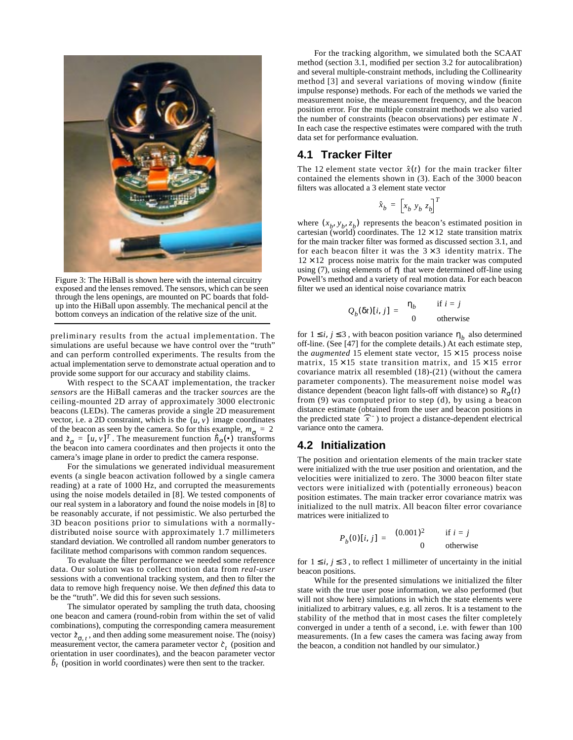Figure 3: The HiBall is shown here with the internal circuitry exposed and the lenses removed. The sensors, which can be seen through the lens openings, are mounted on PC boards that fold-up into the HiBall upon assembly. The mechanical pencil at the bottom conveys an indication of the relative size of the unit.

preliminary results from the actual implementation. The simulations are useful because we have control over the "truth" and can perform controlled experiments. The results from the actual implementation serve to demonstrate actual operation and to provide some support for our accuracy and stability claims.

With respect to the SCAAT implementation, the tracker *sensors* are the HiBall cameras and the tracker *sources* are the ceiling-mounted 2D array of approximately 3000 electronic beacons (LEDs). The cameras provide a single 2D measurement vector, i.e. a 2D constraint, which is the $(u, v)$ image coordinates of the beacon as seen by the camera. So for this example, $m_\sigma = 2$ and $\vec{z}_\sigma = [u, v]^T$. The measurement function $\vec{h}_\sigma(\bullet)$ transforms the beacon into camera coordinates and then projects it onto the camera's image plane in order to predict the camera response.

For the simulations we generated individual measurement events (a single beacon activation followed by a single camera reading) at a rate of 1000 Hz, and corrupted the measurements using the noise models detailed in [8]. We tested components of our real system in a laboratory and found the noise models in [8] to be reasonably accurate, if not pessimistic. We also perturbed the 3D beacon positions prior to simulations with a normally-distributed noise source with approximately 1.7 millimeters standard deviation. We controlled all random number generators to facilitate method comparisons with common random sequences.

To evaluate the filter performance we needed some reference data. Our solution was to collect motion data from *real-user* sessions with a conventional tracking system, and then to filter the data to remove high frequency noise. We then *defined* this data to be the "truth". We did this for seven such sessions.

The simulator operated by sampling the truth data, choosing one beacon and camera (round-robin from within the set of valid combinations), computing the corresponding camera measurement vector $\vec{z}_{\sigma,t}$, and then adding some measurement noise. The (noisy) measurement vector, the camera parameter vector $\vec{c}_t$ (position and orientation in user coordinates), and the beacon parameter vector $\vec{b}_t$ (position in world coordinates) were then sent to the tracker.

For the tracking algorithm, we simulated both the SCAAT method (section 3.1, modified per section 3.2 for autocalibration) and several multiple-constraint methods, including the Collinearity method [3] and several variations of moving window (finite impulse response) methods. For each of the methods we varied the measurement noise, the measurement frequency, and the beacon position error. For the multiple constraint methods we also varied the number of constraints (beacon observations) per estimate $N$. In each case the respective estimates were compared with the truth data set for performance evaluation.

## 4.1 Tracker Filter

The 12 element state vector $\hat{x}(t)$ for the main tracker filter contained the elements shown in (3). Each of the 3000 beacon filters was allocated a 3 element state vector

$$\hat{x}_b = \begin{bmatrix} x_b \; y_b \; z_b \end{bmatrix}^T$$

where $(x_b, y_b, z_b)$ represents the beacon's estimated position in cartesian (world) coordinates. The $12 \times 12$ state transition matrix for the main tracker filter was formed as discussed section 3.1, and for each beacon filter it was the $3 \times 3$ identity matrix. The $12 \times 12$ process noise matrix for the main tracker was computed using (7), using elements of $\vec{\eta}$ that were determined off-line using Powell's method and a variety of real motion data. For each beacon filter we used an identical noise covariance matrix

$$Q_b(\delta t)[i, j] = \begin{cases} \eta_b & \text{if } i = j \\ 0 & \text{otherwise} \end{cases}$$

for $1 \le i, j \le 3$, with beacon position variance $\eta_b$ also determined off-line. (See [47] for the complete details.) At each estimate step, the *augmented* 15 element state vector, $15 \times 15$ process noise matrix, $15 \times 15$ state transition matrix, and $15 \times 15$ error covariance matrix all resembled (18)-(21) (without the camera parameter components). The measurement noise model was distance dependent (beacon light falls-off with distance) so $R_\sigma(t)$ from (9) was computed prior to step (d), by using a beacon distance estimate (obtained from the user and beacon positions in the predicted state $\hat{x}^-$) to project a distance-dependent electrical variance onto the camera.

## 4.2 Initialization

The position and orientation elements of the main tracker state were initialized with the true user position and orientation, and the velocities were initialized to zero. The 3000 beacon filter state vectors were initialized with (potentially erroneous) beacon position estimates. The main tracker error covariance matrix was initialized to the null matrix. All beacon filter error covariance matrices were initialized to

$$P_b(0)[i, j] = \begin{cases} (0.001)^2 & \text{if } i = j \\ 0 & \text{otherwise} \end{cases}$$

for $1 \le i, j \le 3$, to reflect 1 millimeter of uncertainty in the initial beacon positions.

While for the presented simulations we initialized the filter state with the true user pose information, we also performed (but will not show here) simulations in which the state elements were initialized to arbitrary values, e.g. all zeros. It is a testament to the stability of the method that in most cases the filter completely converged in under a tenth of a second, i.e. with fewer than 100 measurements. (In a few cases the camera was facing away from the beacon, a condition not handled by our simulator.)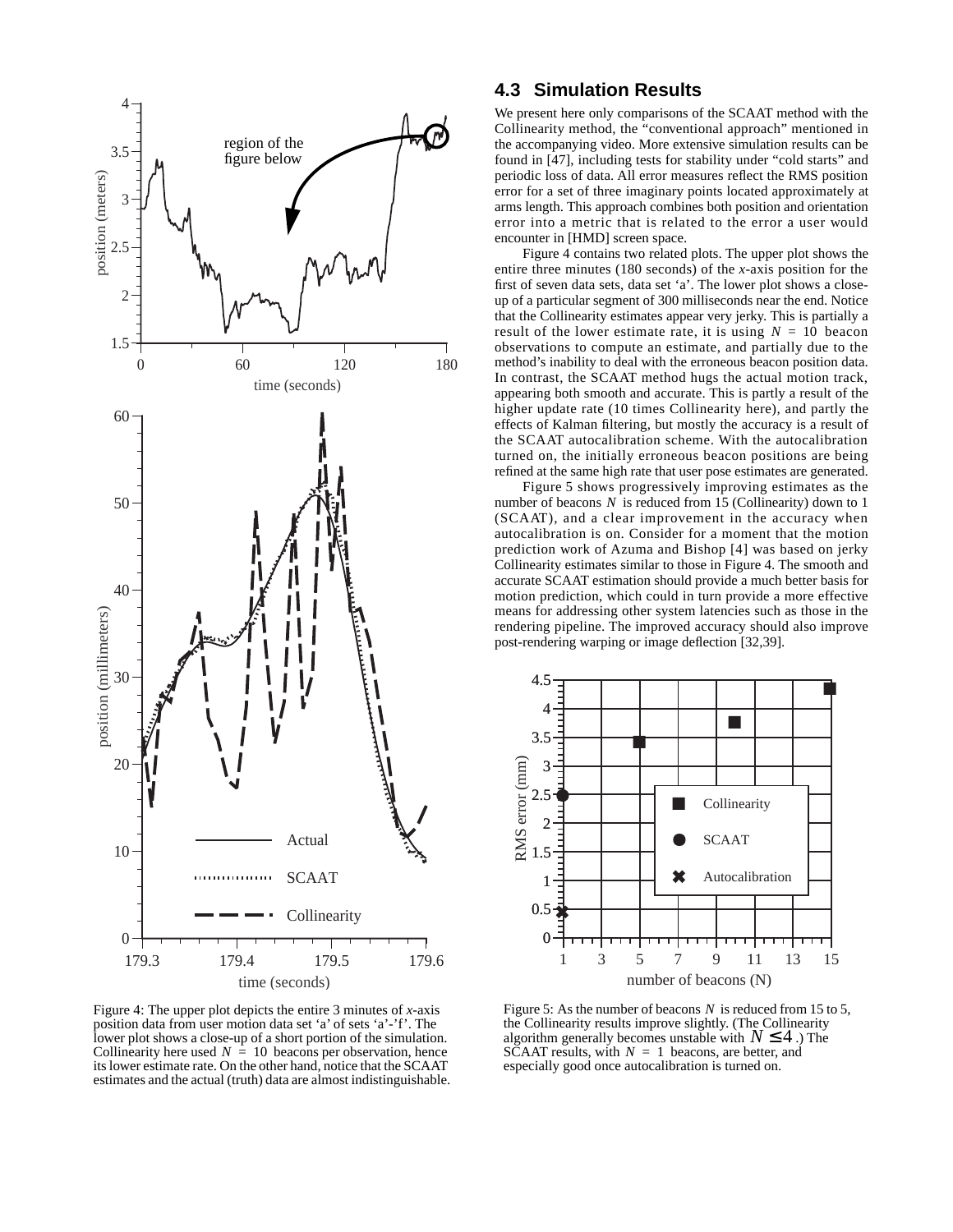## 4.3 Simulation Results

We present here only comparisons of the SCAAT method with the Collinearity method, the "conventional approach" mentioned in the accompanying video. More extensive simulation results can be found in [47], including tests for stability under "cold starts" and periodic loss of data. All error measures reflect the RMS position error for a set of three imaginary points located approximately at arms length. This approach combines both position and orientation error into a metric that is related to the error a user would encounter in [HMD] screen space.

Figure 4 contains two related plots. The upper plot shows the entire three minutes (180 seconds) of the *x*-axis position for the first of seven data sets, data set 'a'. The lower plot shows a close-up of a particular segment of 300 milliseconds near the end. Notice that the Collinearity estimates appear very jerky. This is partially a result of the lower estimate rate, it is using $N = 10$ beacon observations to compute an estimate, and partially due to the method's inability to deal with the erroneous beacon position data. In contrast, the SCAAT method hugs the actual motion track, appearing both smooth and accurate. This is partly a result of the higher update rate (10 times Collinearity here), and partly the effects of Kalman filtering, but mostly the accuracy is a result of the SCAAT autocalibration scheme. With the autocalibration turned on, the initially erroneous beacon positions are being refined at the same high rate that user pose estimates are generated.

Figure 5 shows progressively improving estimates as the number of beacons $N$ is reduced from 15 (Collinearity) down to 1 (SCAAT), and a clear improvement in the accuracy when autocalibration is on. Consider for a moment that the motion prediction work of Azuma and Bishop [4] was based on jerky Collinearity estimates similar to those in Figure 4. The smooth and accurate SCAAT estimation should provide a much better basis for motion prediction, which could in turn provide a more effective means for addressing other system latencies such as those in the rendering pipeline. The improved accuracy should also improve post-rendering warping or image deflection [32,39].

Figure 4: The upper plot depicts the entire 3 minutes of *x*-axis position data from user motion data set 'a' of sets 'a'-'f'. The lower plot shows a close-up of a short portion of the simulation. Collinearity here used $N = 10$ beacons per observation, hence its lower estimate rate. On the other hand, notice that the SCAAT estimates and the actual (truth) data are almost indistinguishable.

Figure 5: As the number of beacons $N$ is reduced from 15 to 5, the Collinearity results improve slightly. (The Collinearity algorithm generally becomes unstable with $N \leq 4$.) The SCAAT results, with $N = 1$ beacons, are better, and especially good once autocalibration is turned on.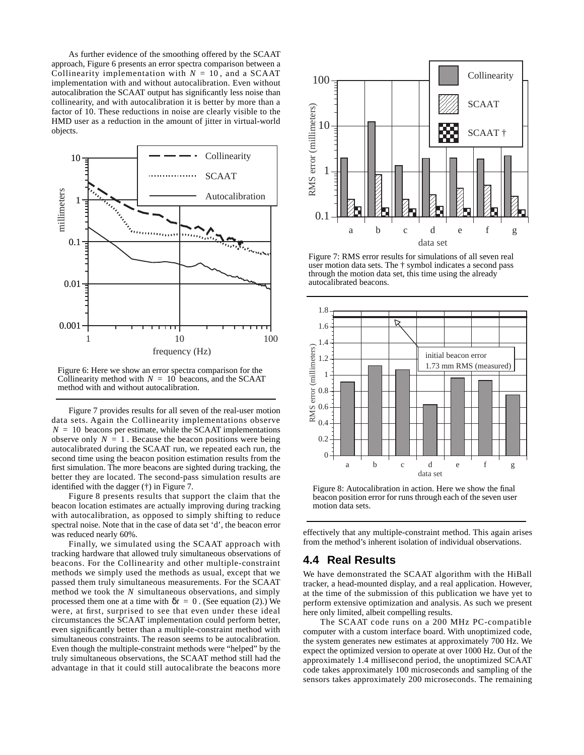As further evidence of the smoothing offered by the SCAAT approach, Figure 6 presents an error spectra comparison between a Collinearity implementation with $N = 10$, and a SCAAT implementation with and without autocalibration. Even without autocalibration the SCAAT output has significantly less noise than collinearity, and with autocalibration it is better by more than a factor of 10. These reductions in noise are clearly visible to the HMD user as a reduction in the amount of jitter in virtual-world objects.

Figure 6: Here we show an error spectra comparison for the Collinearity method with $N = 10$ beacons, and the SCAAT method with and without autocalibration.

Figure 7 provides results for all seven of the real-user motion data sets. Again the Collinearity implementations observe $N = 10$ beacons per estimate, while the SCAAT implementations observe only $N = 1$. Because the beacon positions were being autocalibrated during the SCAAT run, we repeated each run, the second time using the beacon position estimation results from the first simulation. The more beacons are sighted during tracking, the better they are located. The second-pass simulation results are identified with the dagger (†) in Figure 7.

Figure 8 presents results that support the claim that the beacon location estimates are actually improving during tracking with autocalibration, as opposed to simply shifting to reduce spectral noise. Note that in the case of data set 'd', the beacon error was reduced nearly 60%.

Finally, we simulated using the SCAAT approach with tracking hardware that allowed truly simultaneous observations of beacons. For the Collinearity and other multiple-constraint methods we simply used the methods as usual, except that we passed them truly simultaneous measurements. For the SCAAT method we took the $N$ simultaneous observations, and simply processed them one at a time with $\delta t = 0$. (See equation (2).) We were, at first, surprised to see that even under these ideal circumstances the SCAAT implementation could perform better, even significantly better than a multiple-constraint method with simultaneous constraints. The reason seems to be autocalibration. Even though the multiple-constraint methods were "helped" by the truly simultaneous observations, the SCAAT method still had the advantage in that it could still autocalibrate the beacons more effectively that any multiple-constraint method. This again arises from the method's inherent isolation of individual observations.

Figure 7: RMS error results for simulations of all seven real user motion data sets. The † symbol indicates a second pass through the motion data set, this time using the already autocalibrated beacons.

Figure 8: Autocalibration in action. Here we show the final beacon position error for runs through each of the seven user motion data sets.

## 4.4 Real Results

We have demonstrated the SCAAT algorithm with the HiBall tracker, a head-mounted display, and a real application. However, at the time of the submission of this publication we have yet to perform extensive optimization and analysis. As such we present here only limited, albeit compelling results.

The SCAAT code runs on a 200 MHz PC-compatible computer with a custom interface board. With unoptimized code, the system generates new estimates at approximately 700 Hz. We expect the optimized version to operate at over 1000 Hz. Out of the approximately 1.4 millisecond period, the unoptimized SCAAT code takes approximately 100 microseconds and sampling of the sensors takes approximately 200 microseconds. The remaining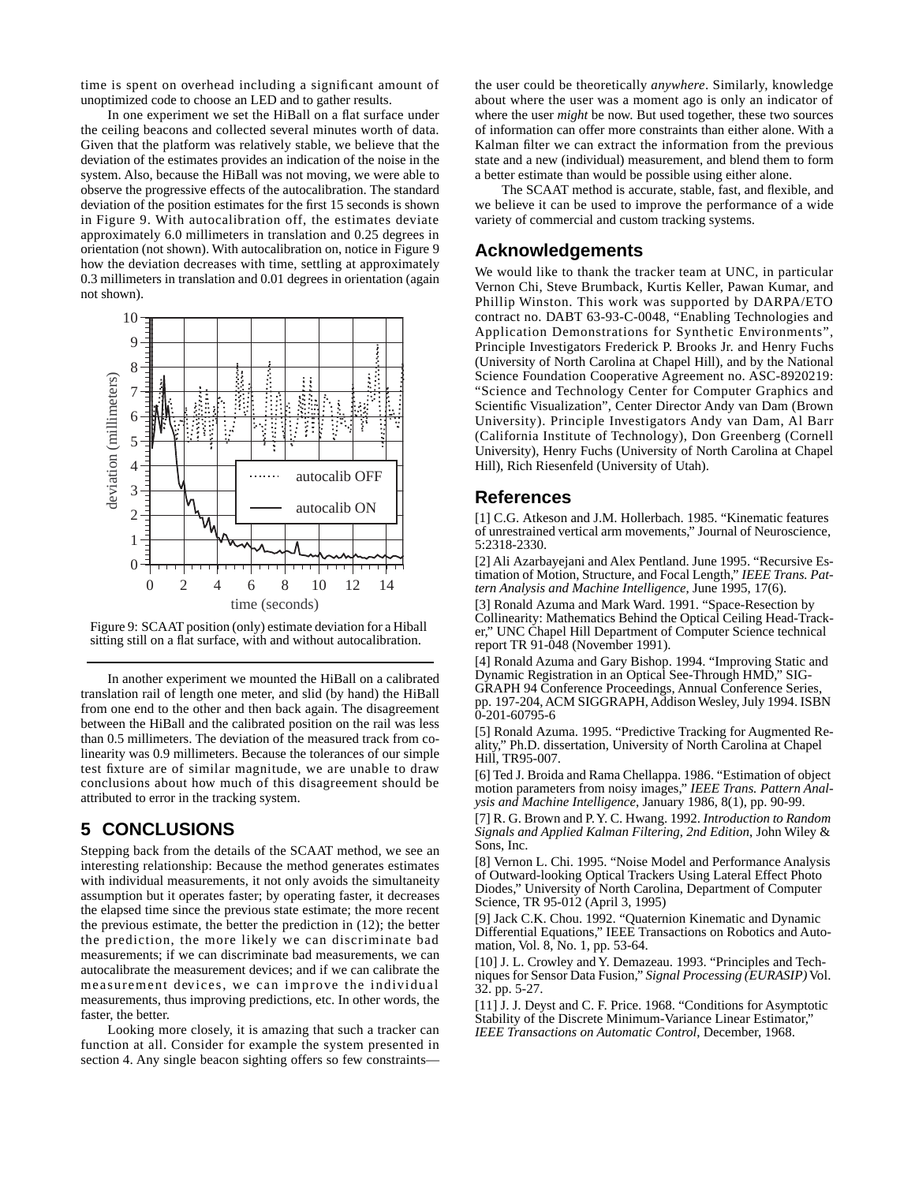time is spent on overhead including a significant amount of unoptimized code to choose an LED and to gather results.

In one experiment we set the HiBall on a flat surface under the ceiling beacons and collected several minutes worth of data. Given that the platform was relatively stable, we believe that the deviation of the estimates provides an indication of the noise in the system. Also, because the HiBall was not moving, we were able to observe the progressive effects of the autocalibration. The standard deviation of the position estimates for the first 15 seconds is shown in Figure 9. With autocalibration off, the estimates deviate approximately 6.0 millimeters in translation and 0.25 degrees in orientation (not shown). With autocalibration on, notice in Figure 9 how the deviation decreases with time, settling at approximately 0.3 millimeters in translation and 0.01 degrees in orientation (again not shown).

Figure 9: SCAAT position (only) estimate deviation for a Hiball sitting still on a flat surface, with and without autocalibration.

In another experiment we mounted the HiBall on a calibrated translation rail of length one meter, and slid (by hand) the HiBall from one end to the other and then back again. The disagreement between the HiBall and the calibrated position on the rail was less than 0.5 millimeters. The deviation of the measured track from co-linearity was 0.9 millimeters. Because the tolerances of our simple test fixture are of similar magnitude, we are unable to draw conclusions about how much of this disagreement should be attributed to error in the tracking system.

## 5 CONCLUSIONS

Stepping back from the details of the SCAAT method, we see an interesting relationship: Because the method generates estimates with individual measurements, it not only avoids the simultaneity assumption but it operates faster; by operating faster, it decreases the elapsed time since the previous state estimate; the more recent the previous estimate, the better the prediction in (12); the better the prediction, the more likely we can discriminate bad measurements; if we can discriminate bad measurements, we can autocalibrate the measurement devices; and if we can calibrate the measurement devices, we can improve the individual measurements, thus improving predictions, etc. In other words, the faster, the better.

Looking more closely, it is amazing that such a tracker can function at all. Consider for example the system presented in section 4. Any single beacon sighting offers so few constraints—the user could be theoretically *anywhere*. Similarly, knowledge about where the user was a moment ago is only an indicator of where the user *might* be now. But used together, these two sources of information can offer more constraints than either alone. With a Kalman filter we can extract the information from the previous state and a new (individual) measurement, and blend them to form a better estimate than would be possible using either alone.

The SCAAT method is accurate, stable, fast, and flexible, and we believe it can be used to improve the performance of a wide variety of commercial and custom tracking systems.

## Acknowledgements

We would like to thank the tracker team at UNC, in particular Vernon Chi, Steve Brumback, Kurtis Keller, Pawan Kumar, and Phillip Winston. This work was supported by DARPA/ETO contract no. DABT 63-93-C-0048, "Enabling Technologies and Application Demonstrations for Synthetic Environments", Principle Investigators Frederick P. Brooks Jr. and Henry Fuchs (University of North Carolina at Chapel Hill), and by the National Science Foundation Cooperative Agreement no. ASC-8920219: "Science and Technology Center for Computer Graphics and Scientific Visualization", Center Director Andy van Dam (Brown University). Principle Investigators Andy van Dam, Al Barr (California Institute of Technology), Don Greenberg (Cornell University), Henry Fuchs (University of North Carolina at Chapel Hill), Rich Riesenfeld (University of Utah).

## References

[1] C.G. Atkeson and J.M. Hollerbach. 1985. "Kinematic features of unrestrained vertical arm movements," Journal of Neuroscience, 5:2318-2330.

[2] Ali Azarbayejani and Alex Pentland. June 1995. "Recursive Estimation of Motion, Structure, and Focal Length," *IEEE Trans. Pattern Analysis and Machine Intelligence*, June 1995, 17(6).

[3] Ronald Azuma and Mark Ward. 1991. "Space-Resection by Collinearity: Mathematics Behind the Optical Ceiling Head-Tracker," UNC Chapel Hill Department of Computer Science technical report TR 91-048 (November 1991).

[4] Ronald Azuma and Gary Bishop. 1994. "Improving Static and Dynamic Registration in an Optical See-Through HMD," SIGGRAPH 94 Conference Proceedings, Annual Conference Series, pp. 197-204, ACM SIGGRAPH, Addison Wesley, July 1994. ISBN 0-201-60795-6

[5] Ronald Azuma. 1995. "Predictive Tracking for Augmented Reality," Ph.D. dissertation, University of North Carolina at Chapel Hill, TR95-007.

[6] Ted J. Broida and Rama Chellappa. 1986. "Estimation of object motion parameters from noisy images," *IEEE Trans. Pattern Analysis and Machine Intelligence*, January 1986, 8(1), pp. 90-99.

[7] R. G. Brown and P. Y. C. Hwang. 1992. *Introduction to Random Signals and Applied Kalman Filtering, 2nd Edition*, John Wiley & Sons, Inc.

[8] Vernon L. Chi. 1995. "Noise Model and Performance Analysis of Outward-looking Optical Trackers Using Lateral Effect Photo Diodes," University of North Carolina, Department of Computer Science, TR 95-012 (April 3, 1995)

[9] Jack C.K. Chou. 1992. "Quaternion Kinematic and Dynamic Differential Equations," IEEE Transactions on Robotics and Automation, Vol. 8, No. 1, pp. 53-64.

[10] J. L. Crowley and Y. Demazeau. 1993. "Principles and Techniques for Sensor Data Fusion," *Signal Processing (EURASIP)* Vol. 32. pp. 5-27.

[11] J. J. Deyst and C. F. Price. 1968. "Conditions for Asymptotic Stability of the Discrete Minimum-Variance Linear Estimator," *IEEE Transactions on Automatic Control*, December, 1968.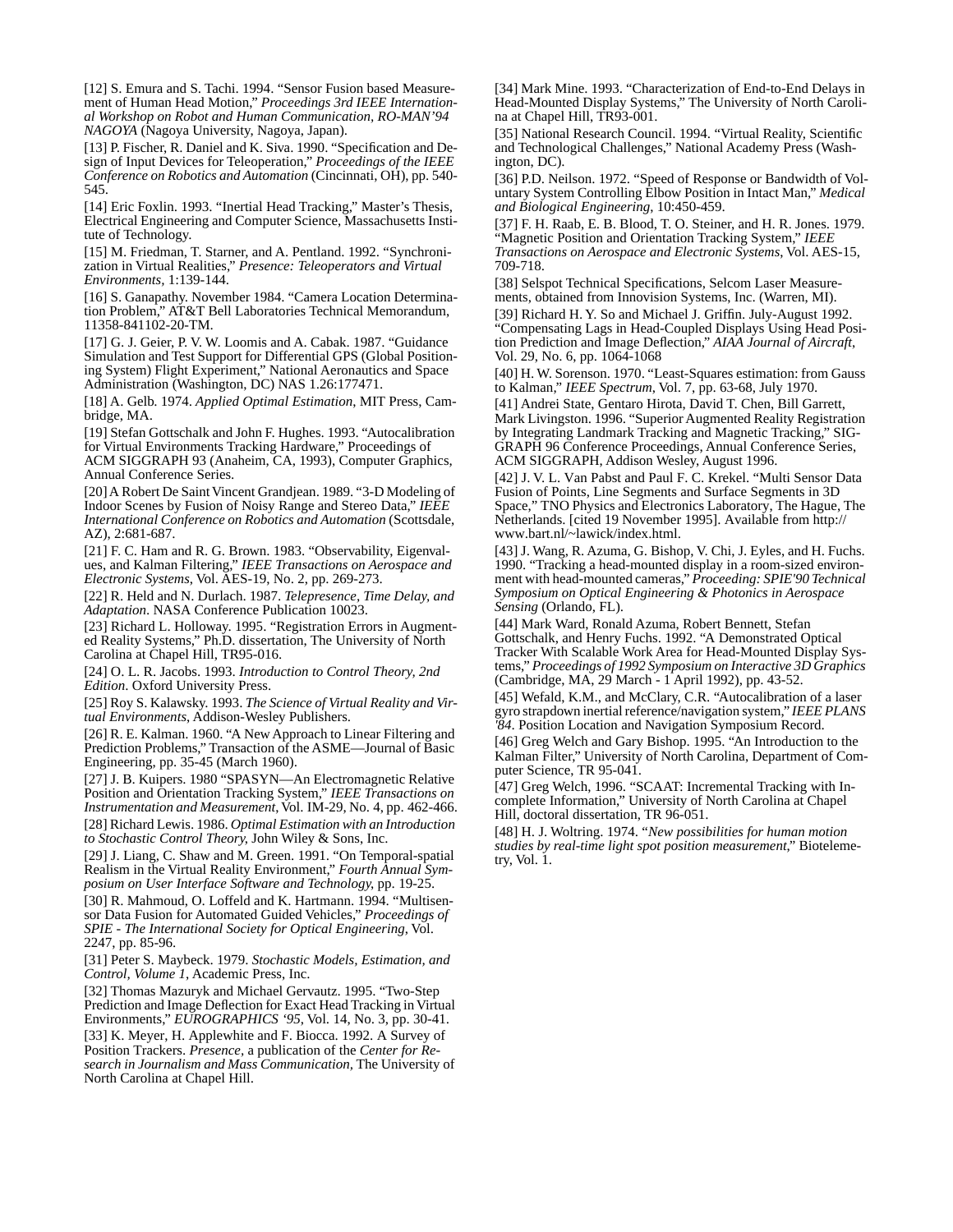[12] S. Emura and S. Tachi. 1994. "Sensor Fusion based Measurement of Human Head Motion," *Proceedings 3rd IEEE International Workshop on Robot and Human Communication, RO-MAN'94 NAGOYA* (Nagoya University, Nagoya, Japan).

[13] P. Fischer, R. Daniel and K. Siva. 1990. "Specification and Design of Input Devices for Teleoperation," *Proceedings of the IEEE Conference on Robotics and Automation* (Cincinnati, OH), pp. 540-545.

[14] Eric Foxlin. 1993. "Inertial Head Tracking," Master's Thesis, Electrical Engineering and Computer Science, Massachusetts Institute of Technology.

[15] M. Friedman, T. Starner, and A. Pentland. 1992. "Synchronization in Virtual Realities," *Presence: Teleoperators and Virtual Environments*, 1:139-144.

[16] S. Ganapathy. November 1984. "Camera Location Determination Problem," AT&T Bell Laboratories Technical Memorandum, 11358-841102-20-TM.

[17] G. J. Geier, P. V. W. Loomis and A. Cabak. 1987. "Guidance Simulation and Test Support for Differential GPS (Global Positioning System) Flight Experiment," National Aeronautics and Space Administration (Washington, DC) NAS 1.26:177471.

[18] A. Gelb. 1974. *Applied Optimal Estimation*, MIT Press, Cambridge, MA.

[19] Stefan Gottschalk and John F. Hughes. 1993. "Autocalibration for Virtual Environments Tracking Hardware," Proceedings of ACM SIGGRAPH 93 (Anaheim, CA, 1993), Computer Graphics, Annual Conference Series.

[20] A Robert De Saint Vincent Grandjean. 1989. "3-D Modeling of Indoor Scenes by Fusion of Noisy Range and Stereo Data," *IEEE International Conference on Robotics and Automation* (Scottsdale, AZ), 2:681-687.

[21] F. C. Ham and R. G. Brown. 1983. "Observability, Eigenvalues, and Kalman Filtering," *IEEE Transactions on Aerospace and Electronic Systems*, Vol. AES-19, No. 2, pp. 269-273.

[22] R. Held and N. Durlach. 1987. *Telepresence, Time Delay, and Adaptation*. NASA Conference Publication 10023.

[23] Richard L. Holloway. 1995. "Registration Errors in Augmented Reality Systems," Ph.D. dissertation, The University of North Carolina at Chapel Hill, TR95-016.

[24] O. L. R. Jacobs. 1993. *Introduction to Control Theory, 2nd Edition*. Oxford University Press.

[25] Roy S. Kalawsky. 1993. *The Science of Virtual Reality and Virtual Environments*, Addison-Wesley Publishers.

[26] R. E. Kalman. 1960. "A New Approach to Linear Filtering and Prediction Problems," Transaction of the ASME—Journal of Basic Engineering, pp. 35-45 (March 1960).

[27] J. B. Kuipers. 1980 "SPASYN—An Electromagnetic Relative Position and Orientation Tracking System," *IEEE Transactions on Instrumentation and Measurement*, Vol. IM-29, No. 4, pp. 462-466.

[28] Richard Lewis. 1986. *Optimal Estimation with an Introduction to Stochastic Control Theory*, John Wiley & Sons, Inc.

[29] J. Liang, C. Shaw and M. Green. 1991. "On Temporal-spatial Realism in the Virtual Reality Environment," *Fourth Annual Symposium on User Interface Software and Technology*, pp. 19-25.

[30] R. Mahmoud, O. Loffeld and K. Hartmann. 1994. "Multisensor Data Fusion for Automated Guided Vehicles," *Proceedings of SPIE - The International Society for Optical Engineering*, Vol. 2247, pp. 85-96.

[31] Peter S. Maybeck. 1979. *Stochastic Models, Estimation, and Control, Volume 1*, Academic Press, Inc.

[32] Thomas Mazuryk and Michael Gervautz. 1995. "Two-Step Prediction and Image Deflection for Exact Head Tracking in Virtual Environments," *EUROGRAPHICS '95*, Vol. 14, No. 3, pp. 30-41.

[33] K. Meyer, H. Applewhite and F. Biocca. 1992. A Survey of Position Trackers. *Presence*, a publication of the *Center for Research in Journalism and Mass Communication*, The University of North Carolina at Chapel Hill.

[34] Mark Mine. 1993. "Characterization of End-to-End Delays in Head-Mounted Display Systems," The University of North Carolina at Chapel Hill, TR93-001.

[35] National Research Council. 1994. "Virtual Reality, Scientific and Technological Challenges," National Academy Press (Washington, DC).

[36] P.D. Neilson. 1972. "Speed of Response or Bandwidth of Voluntary System Controlling Elbow Position in Intact Man," *Medical and Biological Engineering*, 10:450-459.

[37] F. H. Raab, E. B. Blood, T. O. Steiner, and H. R. Jones. 1979. "Magnetic Position and Orientation Tracking System," *IEEE Transactions on Aerospace and Electronic Systems*, Vol. AES-15, 709-718.

[38] Selspot Technical Specifications, Selcom Laser Measurements, obtained from Innovision Systems, Inc. (Warren, MI).

[39] Richard H. Y. So and Michael J. Griffin. July-August 1992. "Compensating Lags in Head-Coupled Displays Using Head Position Prediction and Image Deflection," *AIAA Journal of Aircraft*, Vol. 29, No. 6, pp. 1064-1068

[40] H. W. Sorenson. 1970. "Least-Squares estimation: from Gauss to Kalman," *IEEE Spectrum*, Vol. 7, pp. 63-68, July 1970.

[41] Andrei State, Gentaro Hirota, David T. Chen, Bill Garrett, Mark Livingston. 1996. "Superior Augmented Reality Registration by Integrating Landmark Tracking and Magnetic Tracking," SIGGRAPH 96 Conference Proceedings, Annual Conference Series, ACM SIGGRAPH, Addison Wesley, August 1996.

[42] J. V. L. Van Pabst and Paul F. C. Krekel. "Multi Sensor Data Fusion of Points, Line Segments and Surface Segments in 3D Space," TNO Physics and Electronics Laboratory, The Hague, The Netherlands. [cited 19 November 1995]. Available from http://www.bart.nl/~lawick/index.html.

[43] J. Wang, R. Azuma, G. Bishop, V. Chi, J. Eyles, and H. Fuchs. 1990. "Tracking a head-mounted display in a room-sized environment with head-mounted cameras," *Proceeding: SPIE'90 Technical Symposium on Optical Engineering & Photonics in Aerospace Sensing* (Orlando, FL).

[44] Mark Ward, Ronald Azuma, Robert Bennett, Stefan Gottschalk, and Henry Fuchs. 1992. "A Demonstrated Optical Tracker With Scalable Work Area for Head-Mounted Display Systems," *Proceedings of 1992 Symposium on Interactive 3D Graphics* (Cambridge, MA, 29 March - 1 April 1992), pp. 43-52.

[45] Wefald, K.M., and McClary, C.R. "Autocalibration of a laser gyro strapdown inertial reference/navigation system," *IEEE PLANS '84*. Position Location and Navigation Symposium Record.

[46] Greg Welch and Gary Bishop. 1995. "An Introduction to the Kalman Filter," University of North Carolina, Department of Computer Science, TR 95-041.

[47] Greg Welch, 1996. "SCAAT: Incremental Tracking with Incomplete Information," University of North Carolina at Chapel Hill, doctoral dissertation, TR 96-051.

[48] H. J. Woltring. 1974. "*New possibilities for human motion studies by real-time light spot position measurement*," Biotelemetry, Vol. 1.